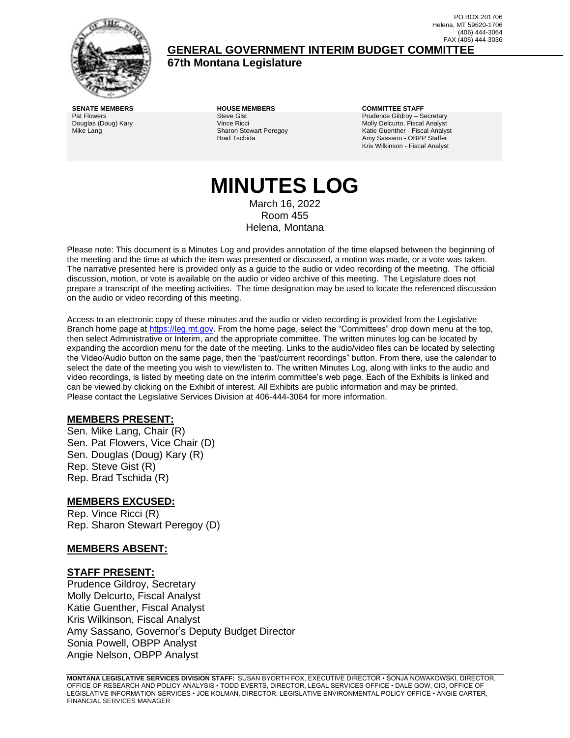PO BOX 201706
Helena, MT 59620-1706
(406) 444-3064
FAX (406) 444-3036

## GENERAL GOVERNMENT INTERIM BUDGET COMMITTEE

### 67th Montana Legislature

| SENATE MEMBERS | HOUSE MEMBERS | COMMITTEE STAFF |
|---|---|---|
| Pat Flowers | Steve Gist | Prudence Gildroy – Secretary |
| Douglas (Doug) Kary | Vince Ricci | Molly Delcurto, Fiscal Analyst |
| Mike Lang | Sharon Stewart Peregoy | Katie Guenther - Fiscal Analyst |
| | Brad Tschida | Amy Sassano - OBPP Staffer |
| | | Kris Wilkinson - Fiscal Analyst |

# MINUTES LOG

March 16, 2022
Room 455
Helena, Montana

Please note: This document is a Minutes Log and provides annotation of the time elapsed between the beginning of the meeting and the time at which the item was presented or discussed, a motion was made, or a vote was taken. The narrative presented here is provided only as a guide to the audio or video recording of the meeting. The official discussion, motion, or vote is available on the audio or video archive of this meeting. The Legislature does not prepare a transcript of the meeting activities. The time designation may be used to locate the referenced discussion on the audio or video recording of this meeting.

Access to an electronic copy of these minutes and the audio or video recording is provided from the Legislative Branch home page at https://leg.mt.gov. From the home page, select the "Committees" drop down menu at the top, then select Administrative or Interim, and the appropriate committee. The written minutes log can be located by expanding the accordion menu for the date of the meeting. Links to the audio/video files can be located by selecting the Video/Audio button on the same page, then the "past/current recordings" button. From there, use the calendar to select the date of the meeting you wish to view/listen to. The written Minutes Log, along with links to the audio and video recordings, is listed by meeting date on the interim committee's web page. Each of the Exhibits is linked and can be viewed by clicking on the Exhibit of interest. All Exhibits are public information and may be printed. Please contact the Legislative Services Division at 406-444-3064 for more information.

## MEMBERS PRESENT:

Sen. Mike Lang, Chair (R)
Sen. Pat Flowers, Vice Chair (D)
Sen. Douglas (Doug) Kary (R)
Rep. Steve Gist (R)
Rep. Brad Tschida (R)

## MEMBERS EXCUSED:

Rep. Vince Ricci (R)
Rep. Sharon Stewart Peregoy (D)

## MEMBERS ABSENT:

## STAFF PRESENT:

Prudence Gildroy, Secretary
Molly Delcurto, Fiscal Analyst
Katie Guenther, Fiscal Analyst
Kris Wilkinson, Fiscal Analyst
Amy Sassano, Governor's Deputy Budget Director
Sonia Powell, OBPP Analyst
Angie Nelson, OBPP Analyst

**MONTANA LEGISLATIVE SERVICES DIVISION STAFF:** SUSAN BYORTH FOX, EXECUTIVE DIRECTOR • SONJA NOWAKOWSKI, DIRECTOR, OFFICE OF RESEARCH AND POLICY ANALYSIS • TODD EVERTS, DIRECTOR, LEGAL SERVICES OFFICE • DALE GOW, CIO, OFFICE OF LEGISLATIVE INFORMATION SERVICES • JOE KOLMAN, DIRECTOR, LEGISLATIVE ENVIRONMENTAL POLICY OFFICE • ANGIE CARTER, FINANCIAL SERVICES MANAGER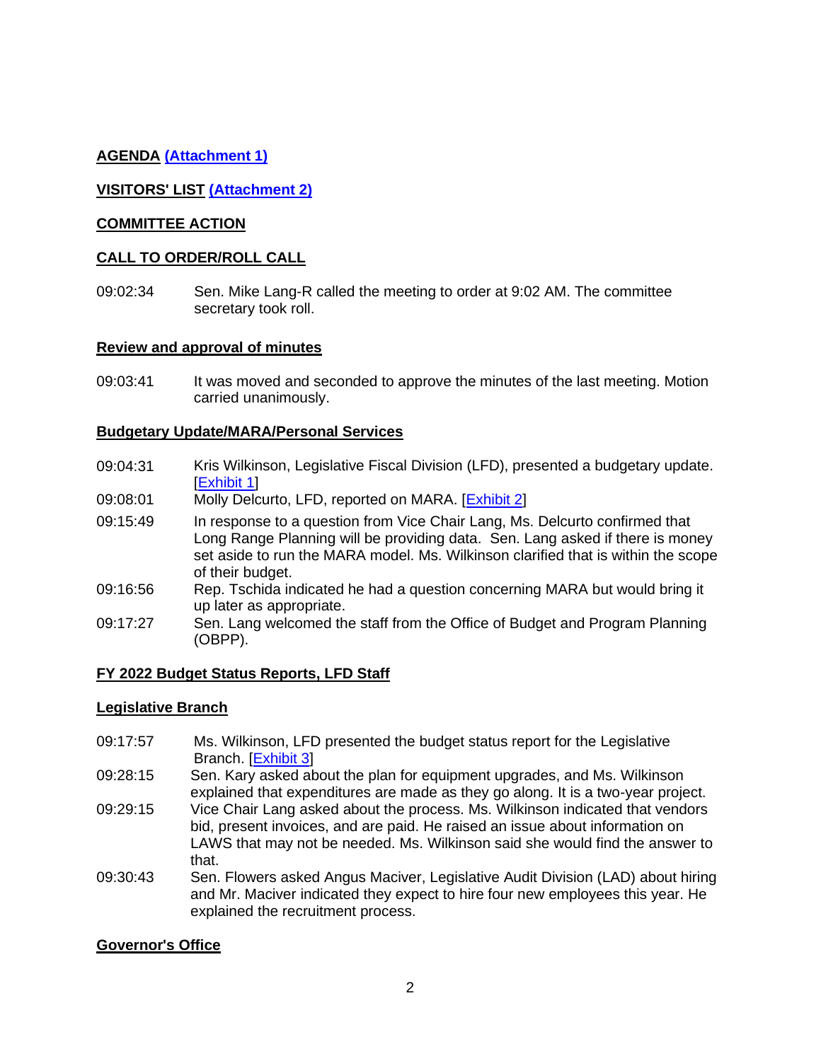**AGENDA (Attachment 1)**

**VISITORS' LIST (Attachment 2)**

**COMMITTEE ACTION**

**CALL TO ORDER/ROLL CALL**

09:02:34 Sen. Mike Lang-R called the meeting to order at 9:02 AM. The committee secretary took roll.

**Review and approval of minutes**

09:03:41 It was moved and seconded to approve the minutes of the last meeting. Motion carried unanimously.

**Budgetary Update/MARA/Personal Services**

09:04:31 Kris Wilkinson, Legislative Fiscal Division (LFD), presented a budgetary update. [Exhibit 1]

09:08:01 Molly Delcurto, LFD, reported on MARA. [Exhibit 2]

09:15:49 In response to a question from Vice Chair Lang, Ms. Delcurto confirmed that Long Range Planning will be providing data. Sen. Lang asked if there is money set aside to run the MARA model. Ms. Wilkinson clarified that is within the scope of their budget.

09:16:56 Rep. Tschida indicated he had a question concerning MARA but would bring it up later as appropriate.

09:17:27 Sen. Lang welcomed the staff from the Office of Budget and Program Planning (OBPP).

**FY 2022 Budget Status Reports, LFD Staff**

**Legislative Branch**

09:17:57 Ms. Wilkinson, LFD presented the budget status report for the Legislative Branch. [Exhibit 3]

09:28:15 Sen. Kary asked about the plan for equipment upgrades, and Ms. Wilkinson explained that expenditures are made as they go along. It is a two-year project.

09:29:15 Vice Chair Lang asked about the process. Ms. Wilkinson indicated that vendors bid, present invoices, and are paid. He raised an issue about information on LAWS that may not be needed. Ms. Wilkinson said she would find the answer to that.

09:30:43 Sen. Flowers asked Angus Maciver, Legislative Audit Division (LAD) about hiring and Mr. Maciver indicated they expect to hire four new employees this year. He explained the recruitment process.

**Governor's Office**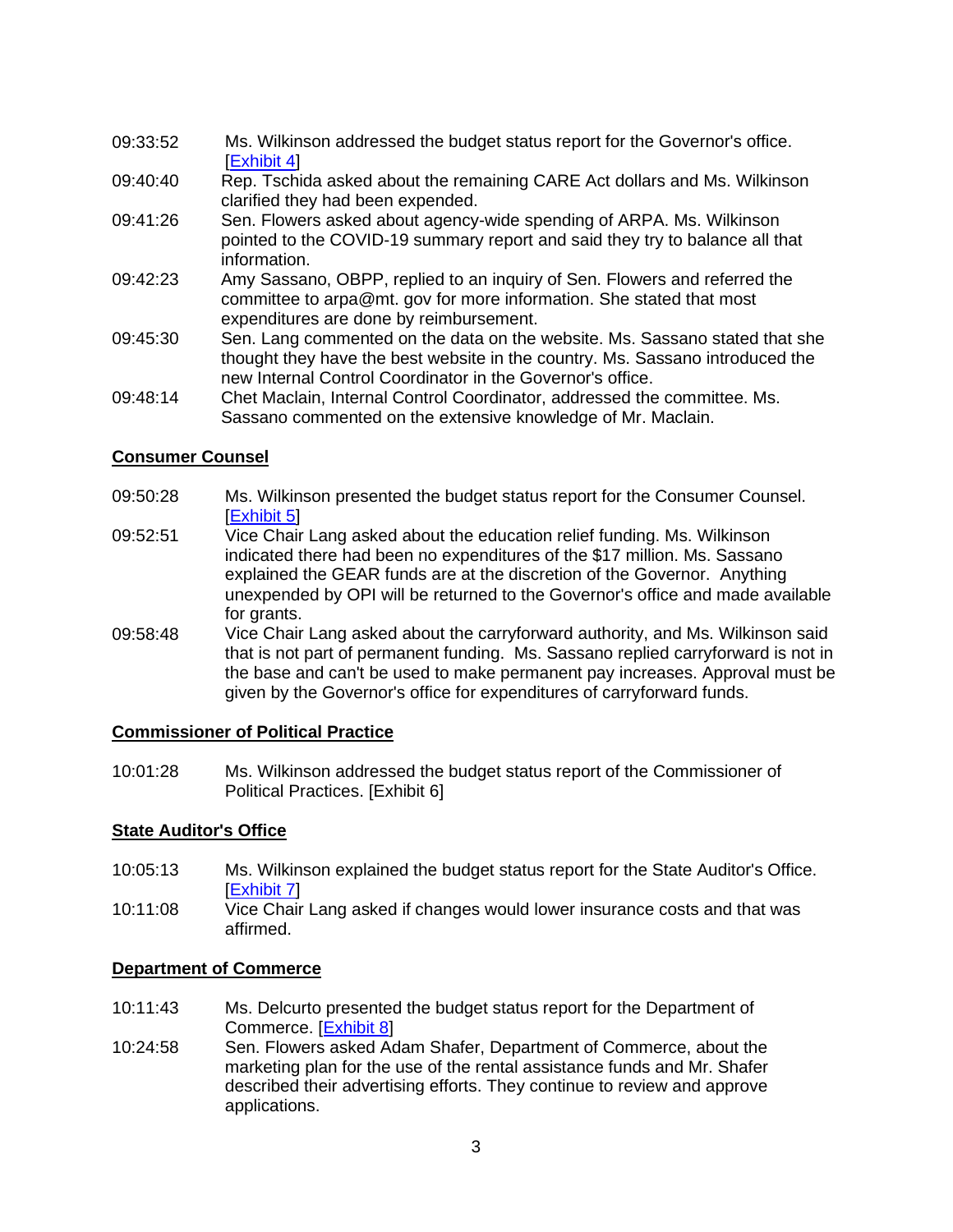09:33:52 Ms. Wilkinson addressed the budget status report for the Governor's office. [Exhibit 4]

09:40:40 Rep. Tschida asked about the remaining CARE Act dollars and Ms. Wilkinson clarified they had been expended.

09:41:26 Sen. Flowers asked about agency-wide spending of ARPA. Ms. Wilkinson pointed to the COVID-19 summary report and said they try to balance all that information.

09:42:23 Amy Sassano, OBPP, replied to an inquiry of Sen. Flowers and referred the committee to arpa@mt. gov for more information. She stated that most expenditures are done by reimbursement.

09:45:30 Sen. Lang commented on the data on the website. Ms. Sassano stated that she thought they have the best website in the country. Ms. Sassano introduced the new Internal Control Coordinator in the Governor's office.

09:48:14 Chet Maclain, Internal Control Coordinator, addressed the committee. Ms. Sassano commented on the extensive knowledge of Mr. Maclain.

**Consumer Counsel**

09:50:28 Ms. Wilkinson presented the budget status report for the Consumer Counsel. [Exhibit 5]

09:52:51 Vice Chair Lang asked about the education relief funding. Ms. Wilkinson indicated there had been no expenditures of the $17 million. Ms. Sassano explained the GEAR funds are at the discretion of the Governor. Anything unexpended by OPI will be returned to the Governor's office and made available for grants.

09:58:48 Vice Chair Lang asked about the carryforward authority, and Ms. Wilkinson said that is not part of permanent funding. Ms. Sassano replied carryforward is not in the base and can't be used to make permanent pay increases. Approval must be given by the Governor's office for expenditures of carryforward funds.

**Commissioner of Political Practice**

10:01:28 Ms. Wilkinson addressed the budget status report of the Commissioner of Political Practices. [Exhibit 6]

**State Auditor's Office**

10:05:13 Ms. Wilkinson explained the budget status report for the State Auditor's Office. [Exhibit 7]

10:11:08 Vice Chair Lang asked if changes would lower insurance costs and that was affirmed.

**Department of Commerce**

10:11:43 Ms. Delcurto presented the budget status report for the Department of Commerce. [Exhibit 8]

10:24:58 Sen. Flowers asked Adam Shafer, Department of Commerce, about the marketing plan for the use of the rental assistance funds and Mr. Shafer described their advertising efforts. They continue to review and approve applications.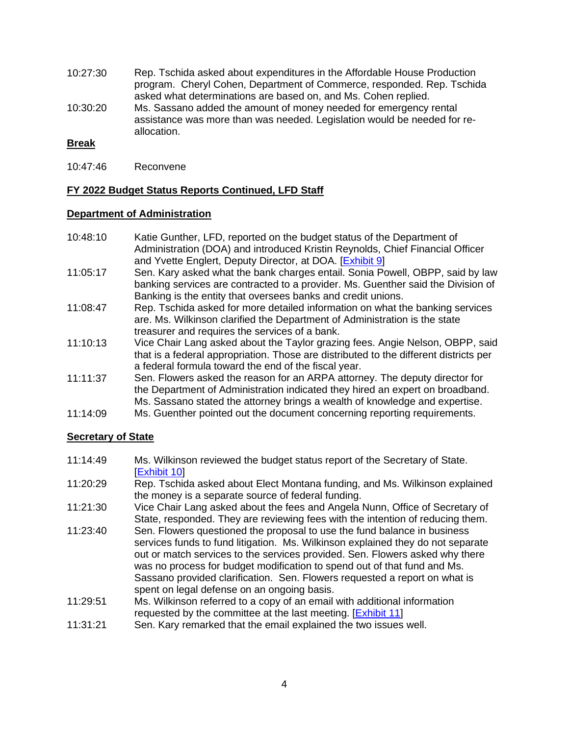10:27:30 Rep. Tschida asked about expenditures in the Affordable House Production program. Cheryl Cohen, Department of Commerce, responded. Rep. Tschida asked what determinations are based on, and Ms. Cohen replied.

10:30:20 Ms. Sassano added the amount of money needed for emergency rental assistance was more than was needed. Legislation would be needed for re-allocation.

**Break**

10:47:46 Reconvene

**FY 2022 Budget Status Reports Continued, LFD Staff**

**Department of Administration**

10:48:10 Katie Gunther, LFD, reported on the budget status of the Department of Administration (DOA) and introduced Kristin Reynolds, Chief Financial Officer and Yvette Englert, Deputy Director, at DOA. [Exhibit 9]

11:05:17 Sen. Kary asked what the bank charges entail. Sonia Powell, OBPP, said by law banking services are contracted to a provider. Ms. Guenther said the Division of Banking is the entity that oversees banks and credit unions.

11:08:47 Rep. Tschida asked for more detailed information on what the banking services are. Ms. Wilkinson clarified the Department of Administration is the state treasurer and requires the services of a bank.

11:10:13 Vice Chair Lang asked about the Taylor grazing fees. Angie Nelson, OBPP, said that is a federal appropriation. Those are distributed to the different districts per a federal formula toward the end of the fiscal year.

11:11:37 Sen. Flowers asked the reason for an ARPA attorney. The deputy director for the Department of Administration indicated they hired an expert on broadband. Ms. Sassano stated the attorney brings a wealth of knowledge and expertise.

11:14:09 Ms. Guenther pointed out the document concerning reporting requirements.

**Secretary of State**

11:14:49 Ms. Wilkinson reviewed the budget status report of the Secretary of State. [Exhibit 10]

11:20:29 Rep. Tschida asked about Elect Montana funding, and Ms. Wilkinson explained the money is a separate source of federal funding.

11:21:30 Vice Chair Lang asked about the fees and Angela Nunn, Office of Secretary of State, responded. They are reviewing fees with the intention of reducing them.

11:23:40 Sen. Flowers questioned the proposal to use the fund balance in business services funds to fund litigation. Ms. Wilkinson explained they do not separate out or match services to the services provided. Sen. Flowers asked why there was no process for budget modification to spend out of that fund and Ms. Sassano provided clarification. Sen. Flowers requested a report on what is spent on legal defense on an ongoing basis.

11:29:51 Ms. Wilkinson referred to a copy of an email with additional information requested by the committee at the last meeting. [Exhibit 11]

11:31:21 Sen. Kary remarked that the email explained the two issues well.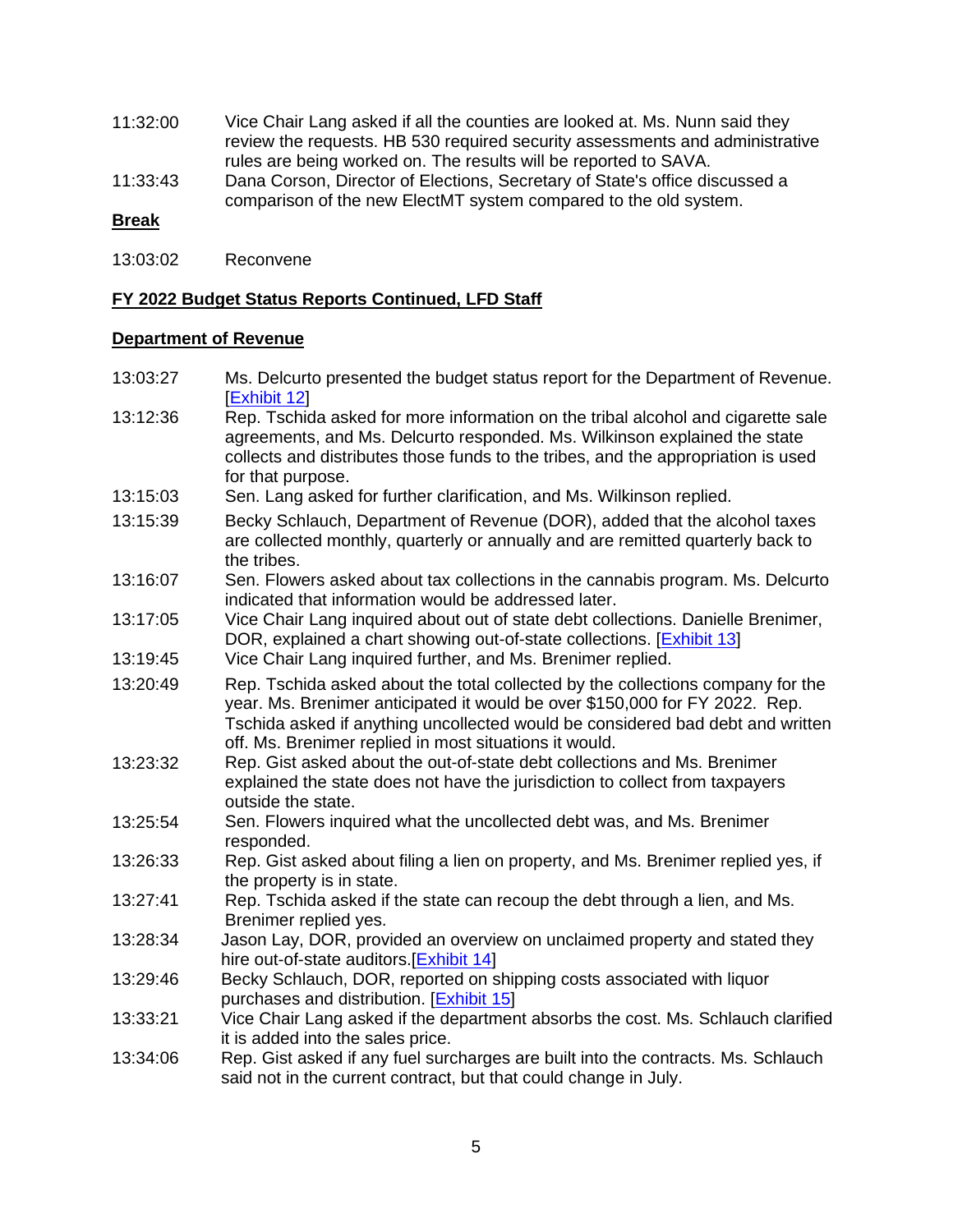11:32:00 Vice Chair Lang asked if all the counties are looked at. Ms. Nunn said they review the requests. HB 530 required security assessments and administrative rules are being worked on. The results will be reported to SAVA.

11:33:43 Dana Corson, Director of Elections, Secretary of State's office discussed a comparison of the new ElectMT system compared to the old system.

**Break**

13:03:02 Reconvene

**FY 2022 Budget Status Reports Continued, LFD Staff**

**Department of Revenue**

13:03:27 Ms. Delcurto presented the budget status report for the Department of Revenue. [Exhibit 12]

13:12:36 Rep. Tschida asked for more information on the tribal alcohol and cigarette sale agreements, and Ms. Delcurto responded. Ms. Wilkinson explained the state collects and distributes those funds to the tribes, and the appropriation is used for that purpose.

13:15:03 Sen. Lang asked for further clarification, and Ms. Wilkinson replied.

13:15:39 Becky Schlauch, Department of Revenue (DOR), added that the alcohol taxes are collected monthly, quarterly or annually and are remitted quarterly back to the tribes.

13:16:07 Sen. Flowers asked about tax collections in the cannabis program. Ms. Delcurto indicated that information would be addressed later.

13:17:05 Vice Chair Lang inquired about out of state debt collections. Danielle Brenimer, DOR, explained a chart showing out-of-state collections. [Exhibit 13]

13:19:45 Vice Chair Lang inquired further, and Ms. Brenimer replied.

13:20:49 Rep. Tschida asked about the total collected by the collections company for the year. Ms. Brenimer anticipated it would be over $150,000 for FY 2022. Rep. Tschida asked if anything uncollected would be considered bad debt and written off. Ms. Brenimer replied in most situations it would.

13:23:32 Rep. Gist asked about the out-of-state debt collections and Ms. Brenimer explained the state does not have the jurisdiction to collect from taxpayers outside the state.

13:25:54 Sen. Flowers inquired what the uncollected debt was, and Ms. Brenimer responded.

13:26:33 Rep. Gist asked about filing a lien on property, and Ms. Brenimer replied yes, if the property is in state.

13:27:41 Rep. Tschida asked if the state can recoup the debt through a lien, and Ms. Brenimer replied yes.

13:28:34 Jason Lay, DOR, provided an overview on unclaimed property and stated they hire out-of-state auditors.[Exhibit 14]

13:29:46 Becky Schlauch, DOR, reported on shipping costs associated with liquor purchases and distribution. [Exhibit 15]

13:33:21 Vice Chair Lang asked if the department absorbs the cost. Ms. Schlauch clarified it is added into the sales price.

13:34:06 Rep. Gist asked if any fuel surcharges are built into the contracts. Ms. Schlauch said not in the current contract, but that could change in July.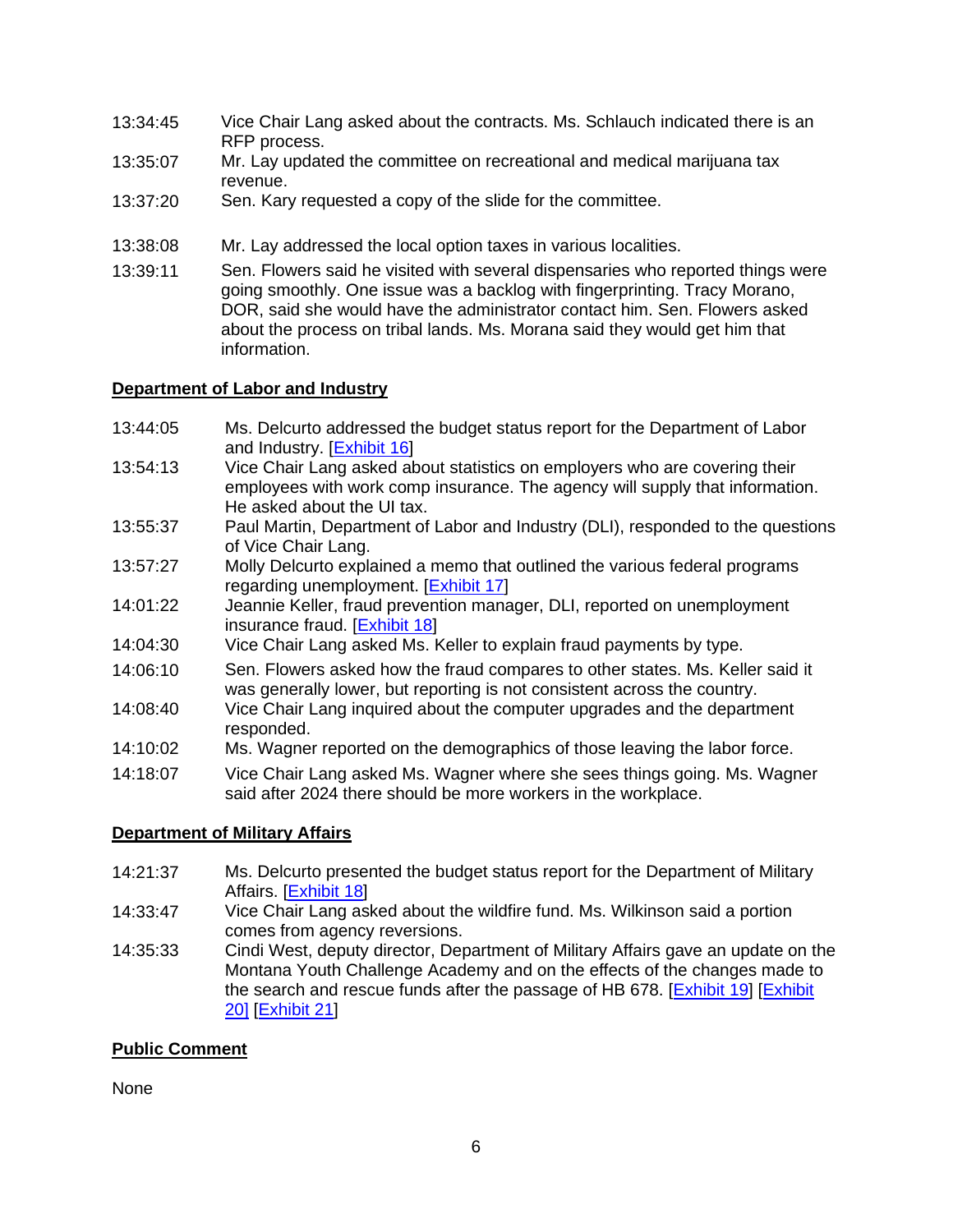13:34:45 Vice Chair Lang asked about the contracts. Ms. Schlauch indicated there is an RFP process.

13:35:07 Mr. Lay updated the committee on recreational and medical marijuana tax revenue.

13:37:20 Sen. Kary requested a copy of the slide for the committee.

13:38:08 Mr. Lay addressed the local option taxes in various localities.

13:39:11 Sen. Flowers said he visited with several dispensaries who reported things were going smoothly. One issue was a backlog with fingerprinting. Tracy Morano, DOR, said she would have the administrator contact him. Sen. Flowers asked about the process on tribal lands. Ms. Morana said they would get him that information.

**Department of Labor and Industry**

13:44:05 Ms. Delcurto addressed the budget status report for the Department of Labor and Industry. [Exhibit 16]

13:54:13 Vice Chair Lang asked about statistics on employers who are covering their employees with work comp insurance. The agency will supply that information. He asked about the UI tax.

13:55:37 Paul Martin, Department of Labor and Industry (DLI), responded to the questions of Vice Chair Lang.

13:57:27 Molly Delcurto explained a memo that outlined the various federal programs regarding unemployment. [Exhibit 17]

14:01:22 Jeannie Keller, fraud prevention manager, DLI, reported on unemployment insurance fraud. [Exhibit 18]

14:04:30 Vice Chair Lang asked Ms. Keller to explain fraud payments by type.

14:06:10 Sen. Flowers asked how the fraud compares to other states. Ms. Keller said it was generally lower, but reporting is not consistent across the country.

14:08:40 Vice Chair Lang inquired about the computer upgrades and the department responded.

14:10:02 Ms. Wagner reported on the demographics of those leaving the labor force.

14:18:07 Vice Chair Lang asked Ms. Wagner where she sees things going. Ms. Wagner said after 2024 there should be more workers in the workplace.

**Department of Military Affairs**

14:21:37 Ms. Delcurto presented the budget status report for the Department of Military Affairs. [Exhibit 18]

14:33:47 Vice Chair Lang asked about the wildfire fund. Ms. Wilkinson said a portion comes from agency reversions.

14:35:33 Cindi West, deputy director, Department of Military Affairs gave an update on the Montana Youth Challenge Academy and on the effects of the changes made to the search and rescue funds after the passage of HB 678. [Exhibit 19] [Exhibit 20] [Exhibit 21]

**Public Comment**

None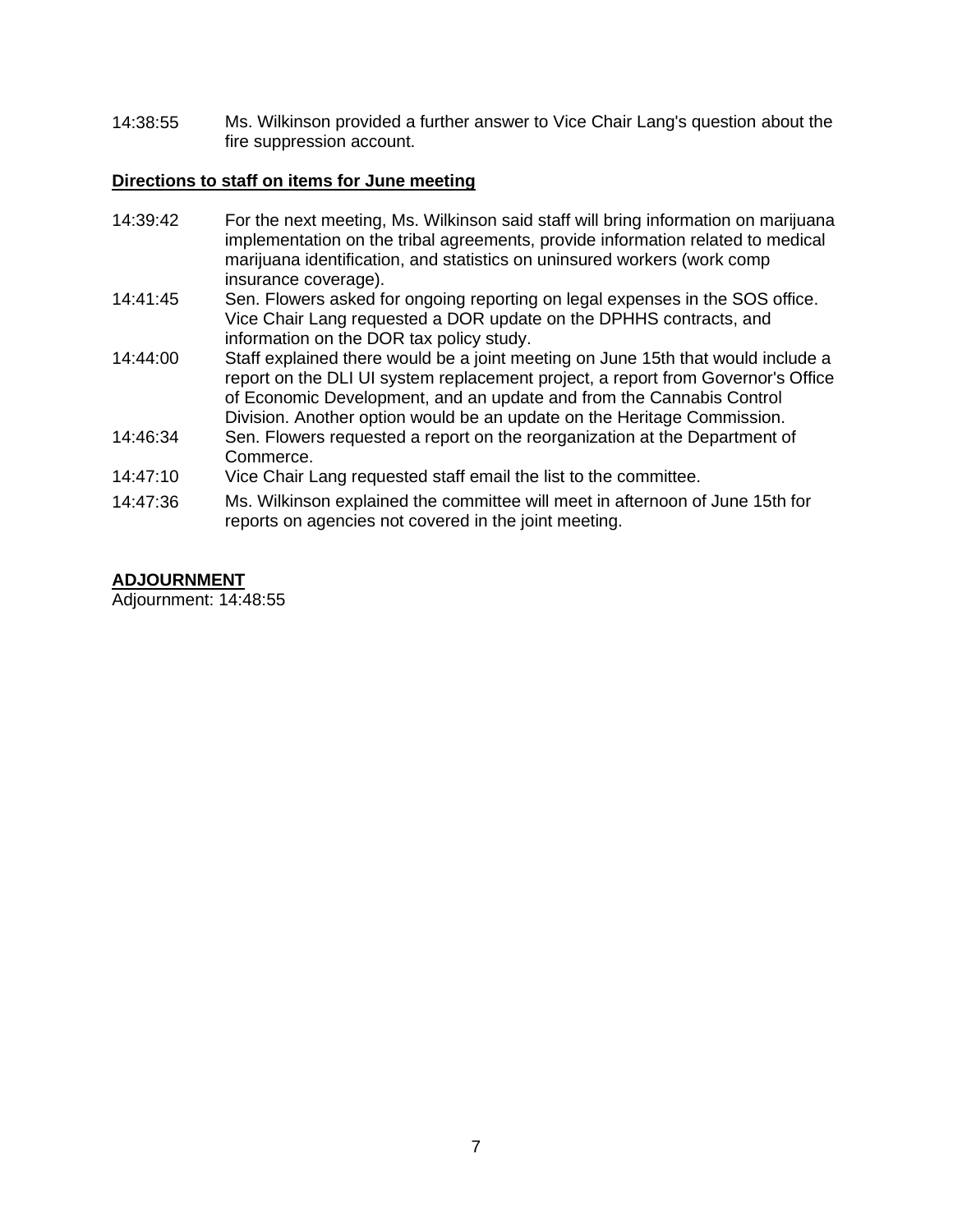14:38:55 Ms. Wilkinson provided a further answer to Vice Chair Lang's question about the fire suppression account.

**Directions to staff on items for June meeting**

14:39:42 For the next meeting, Ms. Wilkinson said staff will bring information on marijuana implementation on the tribal agreements, provide information related to medical marijuana identification, and statistics on uninsured workers (work comp insurance coverage).

14:41:45 Sen. Flowers asked for ongoing reporting on legal expenses in the SOS office. Vice Chair Lang requested a DOR update on the DPHHS contracts, and information on the DOR tax policy study.

14:44:00 Staff explained there would be a joint meeting on June 15th that would include a report on the DLI UI system replacement project, a report from Governor's Office of Economic Development, and an update and from the Cannabis Control Division. Another option would be an update on the Heritage Commission.

14:46:34 Sen. Flowers requested a report on the reorganization at the Department of Commerce.

14:47:10 Vice Chair Lang requested staff email the list to the committee.

14:47:36 Ms. Wilkinson explained the committee will meet in afternoon of June 15th for reports on agencies not covered in the joint meeting.

**ADJOURNMENT**

Adjournment: 14:48:55